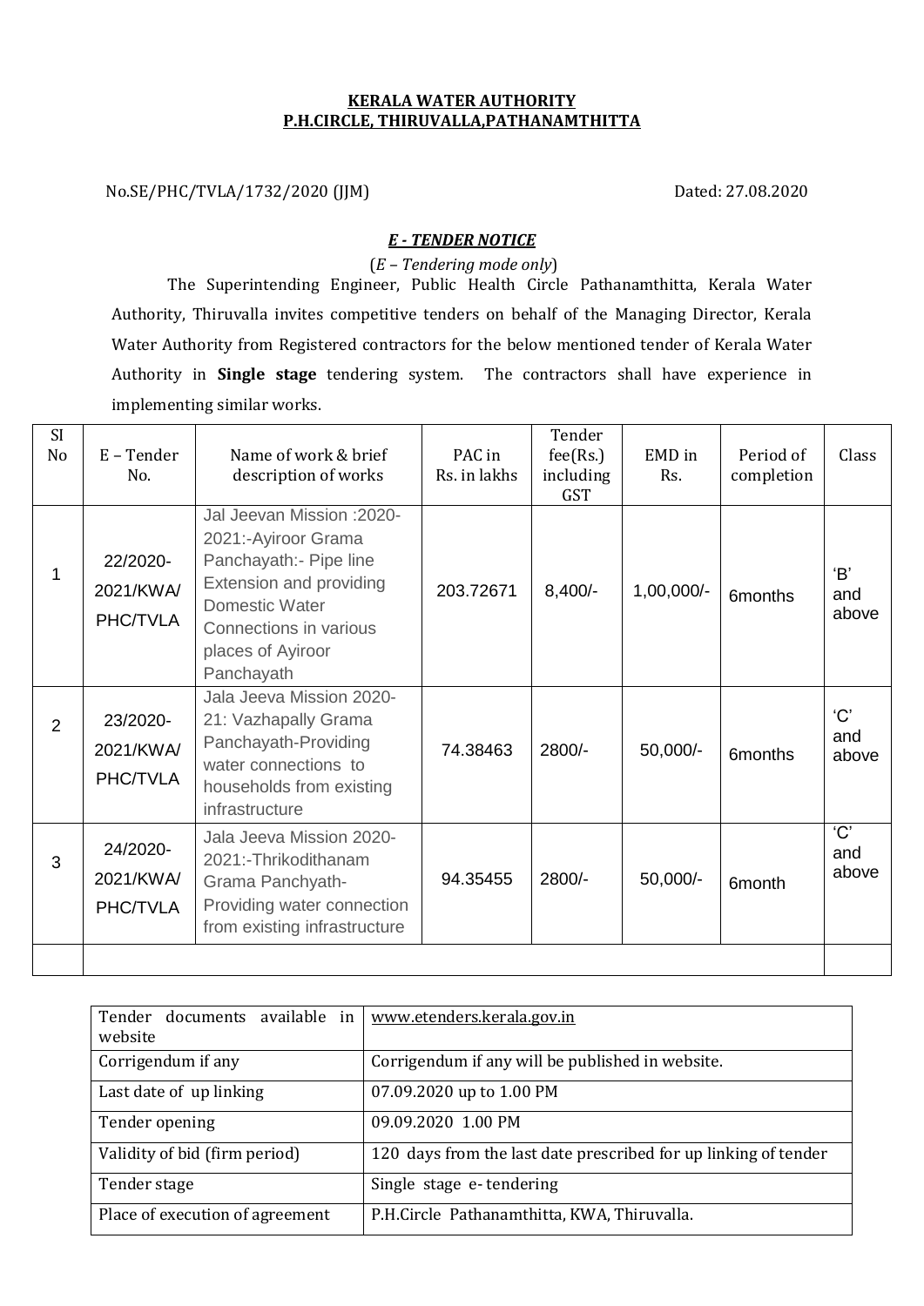**KERALA WATER AUTHORITY**
**P.H.CIRCLE, THIRUVALLA,PATHANAMTHITTA**

No.SE/PHC/TVLA/1732/2020 (JJM) Dated: 27.08.2020

***E - TENDER NOTICE***

(*E – Tendering mode only*)

The Superintending Engineer, Public Health Circle Pathanamthitta, Kerala Water Authority, Thiruvalla invites competitive tenders on behalf of the Managing Director, Kerala Water Authority from Registered contractors for the below mentioned tender of Kerala Water Authority in **Single stage** tendering system. The contractors shall have experience in implementing similar works.

| Sl No | E – Tender No. | Name of work & brief description of works | PAC in Rs. in lakhs | Tender fee(Rs.) including GST | EMD in Rs. | Period of completion | Class |
|---|---|---|---|---|---|---|---|
| 1 | 22/2020-2021/KWA/PHC/TVLA | Jal Jeevan Mission :2020-2021:-Ayiroor Grama Panchayath:- Pipe line Extension and providing Domestic Water Connections in various places of Ayiroor Panchayath | 203.72671 | 8,400/- | 1,00,000/- | 6months | 'B' and above |
| 2 | 23/2020-2021/KWA/PHC/TVLA | Jala Jeeva Mission 2020-21: Vazhapally Grama Panchayath-Providing water connections to households from existing infrastructure | 74.38463 | 2800/- | 50,000/- | 6months | 'C' and above |
| 3 | 24/2020-2021/KWA/PHC/TVLA | Jala Jeeva Mission 2020-2021:-Thrikodithanam Grama Panchyath-Providing water connection from existing infrastructure | 94.35455 | 2800/- | 50,000/- | 6month | 'C' and above |
| | | | | | | | |

| | |
|---|---|
| Tender documents available in website | www.etenders.kerala.gov.in |
| Corrigendum if any | Corrigendum if any will be published in website. |
| Last date of up linking | 07.09.2020 up to 1.00 PM |
| Tender opening | 09.09.2020 1.00 PM |
| Validity of bid (firm period) | 120 days from the last date prescribed for up linking of tender |
| Tender stage | Single stage e- tendering |
| Place of execution of agreement | P.H.Circle Pathanamthitta, KWA, Thiruvalla. |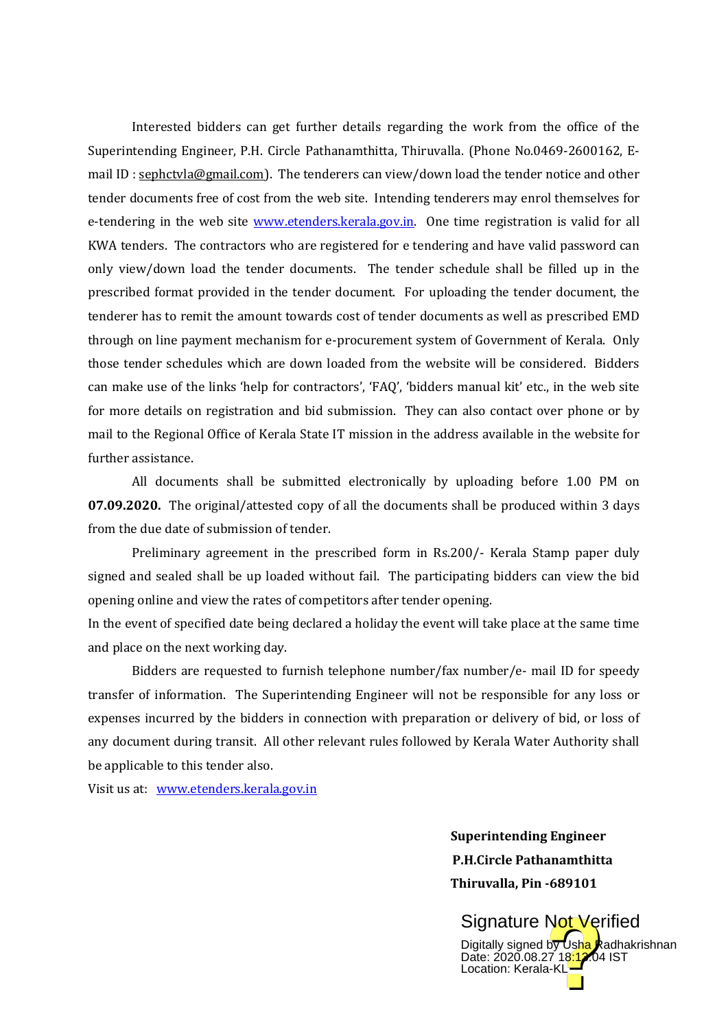Interested bidders can get further details regarding the work from the office of the Superintending Engineer, P.H. Circle Pathanamthitta, Thiruvalla. (Phone No.0469-2600162, E-mail ID : sephctvla@gmail.com). The tenderers can view/down load the tender notice and other tender documents free of cost from the web site. Intending tenderers may enrol themselves for e-tendering in the web site www.etenders.kerala.gov.in. One time registration is valid for all KWA tenders. The contractors who are registered for e tendering and have valid password can only view/down load the tender documents. The tender schedule shall be filled up in the prescribed format provided in the tender document. For uploading the tender document, the tenderer has to remit the amount towards cost of tender documents as well as prescribed EMD through on line payment mechanism for e-procurement system of Government of Kerala. Only those tender schedules which are down loaded from the website will be considered. Bidders can make use of the links 'help for contractors', 'FAQ', 'bidders manual kit' etc., in the web site for more details on registration and bid submission. They can also contact over phone or by mail to the Regional Office of Kerala State IT mission in the address available in the website for further assistance.

All documents shall be submitted electronically by uploading before 1.00 PM on **07.09.2020.** The original/attested copy of all the documents shall be produced within 3 days from the due date of submission of tender.

Preliminary agreement in the prescribed form in Rs.200/- Kerala Stamp paper duly signed and sealed shall be up loaded without fail. The participating bidders can view the bid opening online and view the rates of competitors after tender opening.

In the event of specified date being declared a holiday the event will take place at the same time and place on the next working day.

Bidders are requested to furnish telephone number/fax number/e- mail ID for speedy transfer of information. The Superintending Engineer will not be responsible for any loss or expenses incurred by the bidders in connection with preparation or delivery of bid, or loss of any document during transit. All other relevant rules followed by Kerala Water Authority shall be applicable to this tender also.

Visit us at: www.etenders.kerala.gov.in

**Superintending Engineer**
**P.H.Circle Pathanamthitta**
**Thiruvalla, Pin -689101**

Signature Not Verified
Digitally signed by Usha Radhakrishnan
Date: 2020.08.27 18:12:04 IST
Location: Kerala-KL